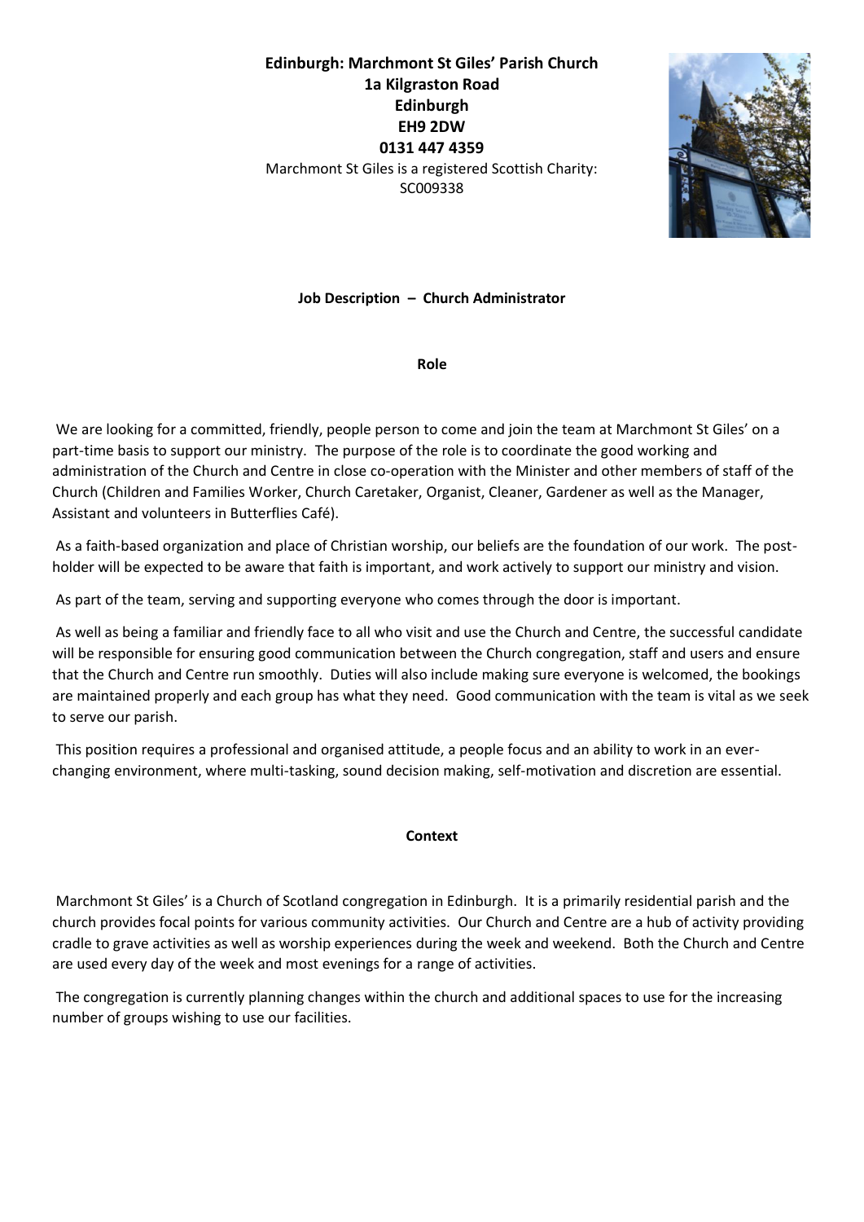**Edinburgh: Marchmont St Giles' Parish Church**
**1a Kilgraston Road**
**Edinburgh**
**EH9 2DW**
**0131 447 4359**

Marchmont St Giles is a registered Scottish Charity: SC009338

# Job Description – Church Administrator

## Role

We are looking for a committed, friendly, people person to come and join the team at Marchmont St Giles' on a part-time basis to support our ministry. The purpose of the role is to coordinate the good working and administration of the Church and Centre in close co-operation with the Minister and other members of staff of the Church (Children and Families Worker, Church Caretaker, Organist, Cleaner, Gardener as well as the Manager, Assistant and volunteers in Butterflies Café).

As a faith-based organization and place of Christian worship, our beliefs are the foundation of our work. The post-holder will be expected to be aware that faith is important, and work actively to support our ministry and vision.

As part of the team, serving and supporting everyone who comes through the door is important.

As well as being a familiar and friendly face to all who visit and use the Church and Centre, the successful candidate will be responsible for ensuring good communication between the Church congregation, staff and users and ensure that the Church and Centre run smoothly. Duties will also include making sure everyone is welcomed, the bookings are maintained properly and each group has what they need. Good communication with the team is vital as we seek to serve our parish.

This position requires a professional and organised attitude, a people focus and an ability to work in an ever-changing environment, where multi-tasking, sound decision making, self-motivation and discretion are essential.

## Context

Marchmont St Giles' is a Church of Scotland congregation in Edinburgh. It is a primarily residential parish and the church provides focal points for various community activities. Our Church and Centre are a hub of activity providing cradle to grave activities as well as worship experiences during the week and weekend. Both the Church and Centre are used every day of the week and most evenings for a range of activities.

The congregation is currently planning changes within the church and additional spaces to use for the increasing number of groups wishing to use our facilities.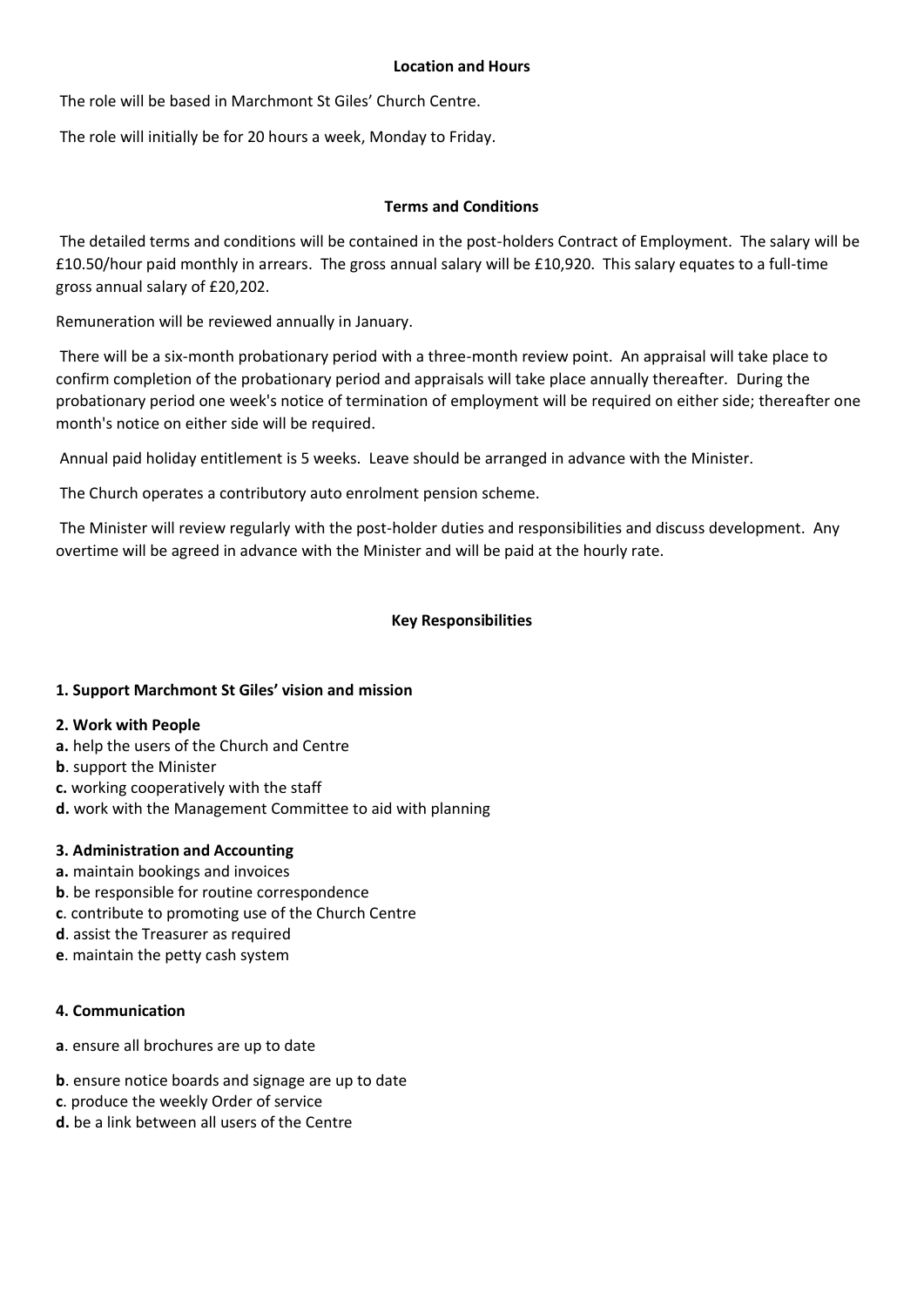**Location and Hours**

The role will be based in Marchmont St Giles' Church Centre.

The role will initially be for 20 hours a week, Monday to Friday.

**Terms and Conditions**

The detailed terms and conditions will be contained in the post-holders Contract of Employment. The salary will be £10.50/hour paid monthly in arrears. The gross annual salary will be £10,920. This salary equates to a full-time gross annual salary of £20,202.

Remuneration will be reviewed annually in January.

There will be a six-month probationary period with a three-month review point. An appraisal will take place to confirm completion of the probationary period and appraisals will take place annually thereafter. During the probationary period one week's notice of termination of employment will be required on either side; thereafter one month's notice on either side will be required.

Annual paid holiday entitlement is 5 weeks. Leave should be arranged in advance with the Minister.

The Church operates a contributory auto enrolment pension scheme.

The Minister will review regularly with the post-holder duties and responsibilities and discuss development. Any overtime will be agreed in advance with the Minister and will be paid at the hourly rate.

**Key Responsibilities**

**1. Support Marchmont St Giles' vision and mission**

**2. Work with People**

**a.** help the users of the Church and Centre
**b**. support the Minister
**c.** working cooperatively with the staff
**d.** work with the Management Committee to aid with planning

**3. Administration and Accounting**

**a.** maintain bookings and invoices
**b**. be responsible for routine correspondence
**c**. contribute to promoting use of the Church Centre
**d**. assist the Treasurer as required
**e**. maintain the petty cash system

**4. Communication**

**a**. ensure all brochures are up to date

**b**. ensure notice boards and signage are up to date
**c**. produce the weekly Order of service
**d.** be a link between all users of the Centre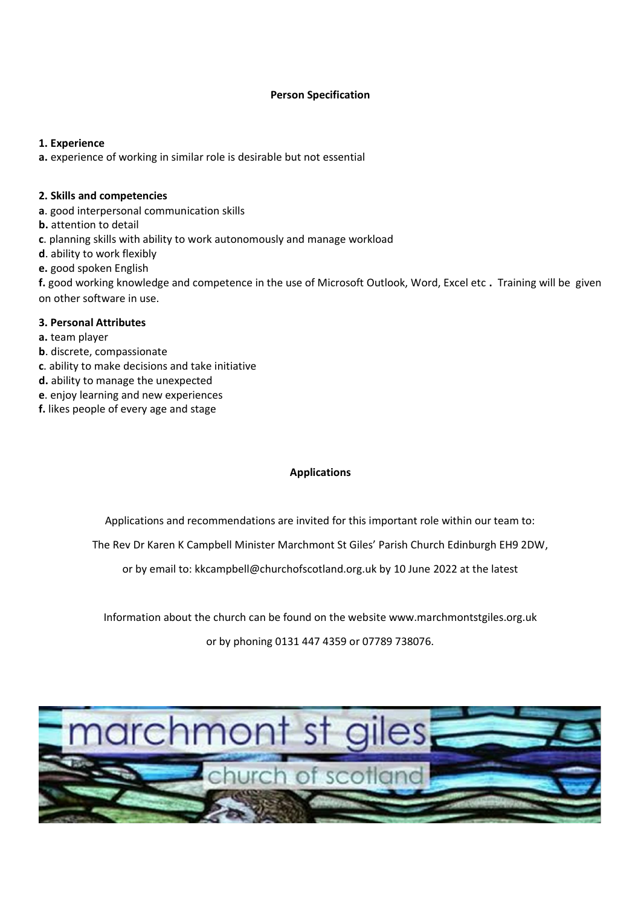**Person Specification**

**1. Experience**

**a.** experience of working in similar role is desirable but not essential

**2. Skills and competencies**

**a**. good interpersonal communication skills
**b.** attention to detail
**c**. planning skills with ability to work autonomously and manage workload
**d**. ability to work flexibly
**e.** good spoken English
**f.** good working knowledge and competence in the use of Microsoft Outlook, Word, Excel etc **.** Training will be given on other software in use.

**3. Personal Attributes**

**a.** team player
**b**. discrete, compassionate
**c**. ability to make decisions and take initiative
**d.** ability to manage the unexpected
**e**. enjoy learning and new experiences
**f.** likes people of every age and stage

**Applications**

Applications and recommendations are invited for this important role within our team to:

The Rev Dr Karen K Campbell Minister Marchmont St Giles' Parish Church Edinburgh EH9 2DW,

or by email to: kkcampbell@churchofscotland.org.uk by 10 June 2022 at the latest

Information about the church can be found on the website www.marchmontstgiles.org.uk

or by phoning 0131 447 4359 or 07789 738076.

marchmont st giles
church of scotland